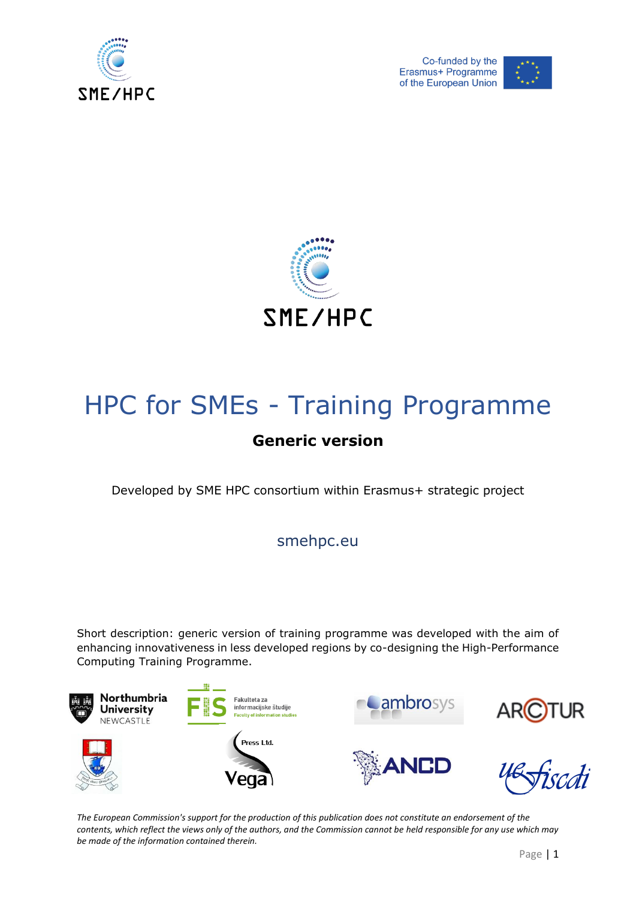SME/HPC

Co-funded by the Erasmus+ Programme of the European Union

SME/HPC

# HPC for SMEs - Training Programme

## Generic version

Developed by SME HPC consortium within Erasmus+ strategic project

smehpc.eu

Short description: generic version of training programme was developed with the aim of enhancing innovativeness in less developed regions by co-designing the High-Performance Computing Training Programme.

Northumbria University NEWCASTLE

FIS Fakulteta za informacijske študije Faculty of information studies

ambrosys

ARCTUR

Press Ltd. Vega

ANCD

ue fiscdi

*The European Commission's support for the production of this publication does not constitute an endorsement of the contents, which reflect the views only of the authors, and the Commission cannot be held responsible for any use which may be made of the information contained therein.*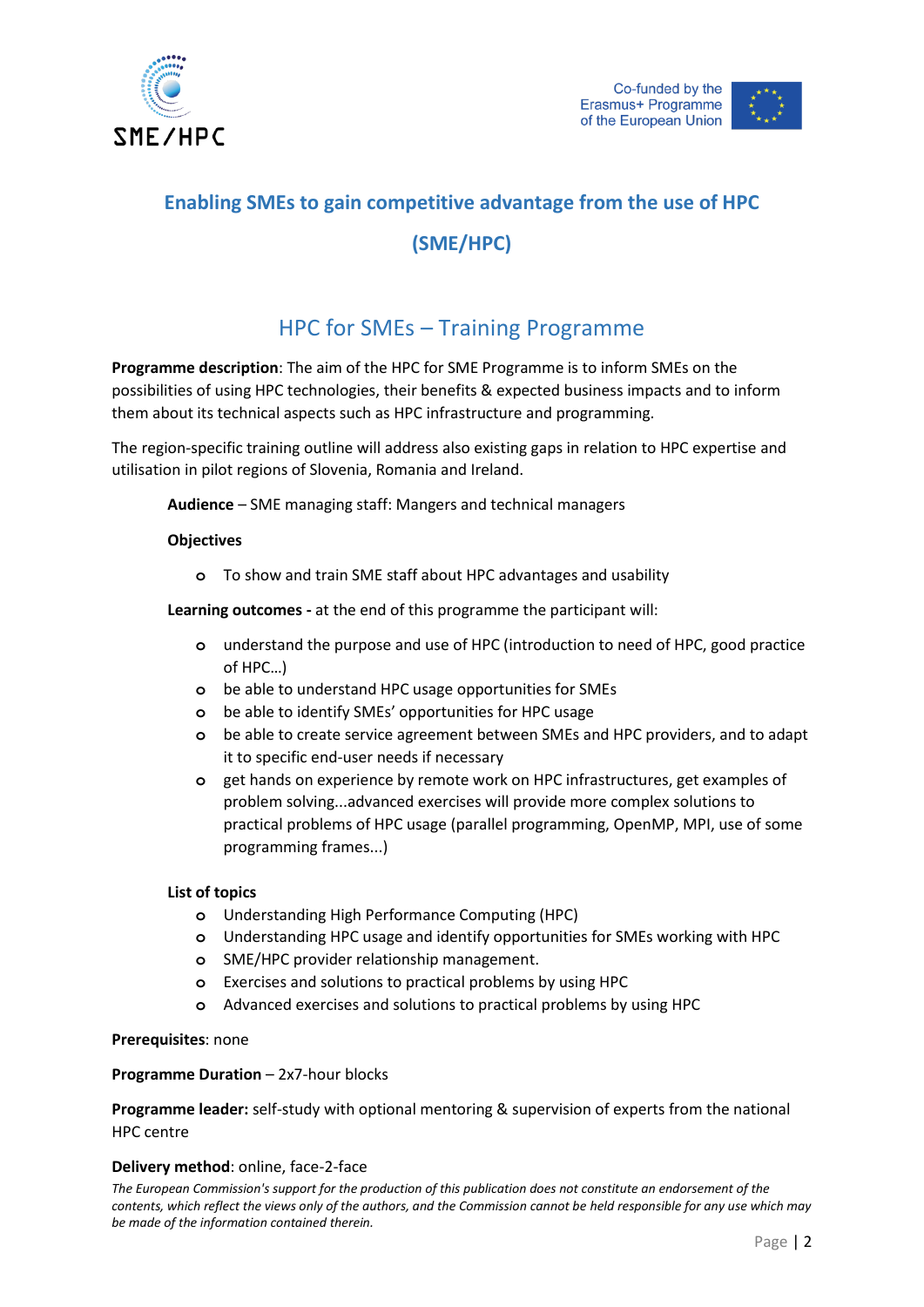# Enabling SMEs to gain competitive advantage from the use of HPC (SME/HPC)

## HPC for SMEs – Training Programme

**Programme description**: The aim of the HPC for SME Programme is to inform SMEs on the possibilities of using HPC technologies, their benefits & expected business impacts and to inform them about its technical aspects such as HPC infrastructure and programming.

The region-specific training outline will address also existing gaps in relation to HPC expertise and utilisation in pilot regions of Slovenia, Romania and Ireland.

**Audience** – SME managing staff: Mangers and technical managers

**Objectives**

- To show and train SME staff about HPC advantages and usability

**Learning outcomes -** at the end of this programme the participant will:

- understand the purpose and use of HPC (introduction to need of HPC, good practice of HPC…)
- be able to understand HPC usage opportunities for SMEs
- be able to identify SMEs' opportunities for HPC usage
- be able to create service agreement between SMEs and HPC providers, and to adapt it to specific end-user needs if necessary
- get hands on experience by remote work on HPC infrastructures, get examples of problem solving...advanced exercises will provide more complex solutions to practical problems of HPC usage (parallel programming, OpenMP, MPI, use of some programming frames...)

**List of topics**

- Understanding High Performance Computing (HPC)
- Understanding HPC usage and identify opportunities for SMEs working with HPC
- SME/HPC provider relationship management.
- Exercises and solutions to practical problems by using HPC
- Advanced exercises and solutions to practical problems by using HPC

**Prerequisites**: none

**Programme Duration** – 2x7-hour blocks

**Programme leader:** self-study with optional mentoring & supervision of experts from the national HPC centre

**Delivery method**: online, face-2-face

*The European Commission's support for the production of this publication does not constitute an endorsement of the contents, which reflect the views only of the authors, and the Commission cannot be held responsible for any use which may be made of the information contained therein.*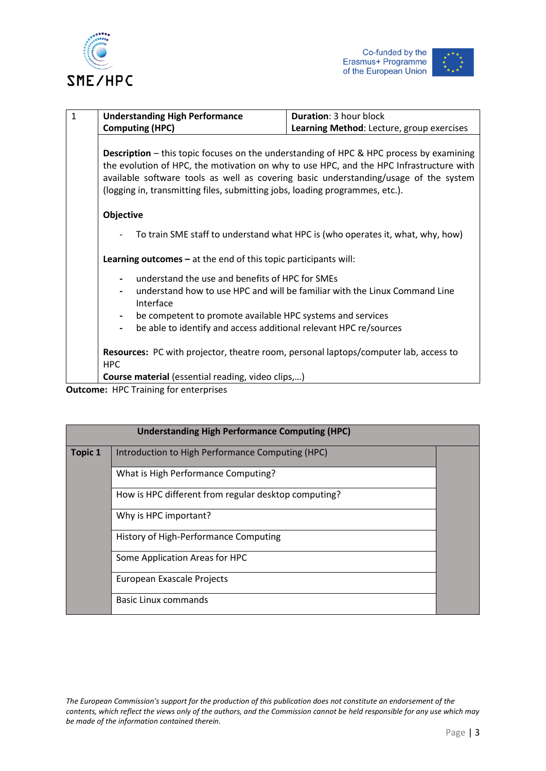| 1 | **Understanding High Performance Computing (HPC)** | **Duration**: 3 hour block<br>**Learning Method**: Lecture, group exercises |
|---|---|---|
| | **Description** – this topic focuses on the understanding of HPC & HPC process by examining the evolution of HPC, the motivation on why to use HPC, and the HPC Infrastructure with available software tools as well as covering basic understanding/usage of the system (logging in, transmitting files, submitting jobs, loading programmes, etc.).<br><br>**Objective**<br>- To train SME staff to understand what HPC is (who operates it, what, why, how)<br><br>**Learning outcomes –** at the end of this topic participants will:<br>- understand the use and benefits of HPC for SMEs<br>- understand how to use HPC and will be familiar with the Linux Command Line Interface<br>- be competent to promote available HPC systems and services<br>- be able to identify and access additional relevant HPC re/sources<br><br>**Resources:** PC with projector, theatre room, personal laptops/computer lab, access to HPC<br>**Course material** (essential reading, video clips,…) | |

**Outcome:** HPC Training for enterprises

| Understanding High Performance Computing (HPC) | | |
|---|---|---|
| **Topic 1** | Introduction to High Performance Computing (HPC) | |
| | What is High Performance Computing? | |
| | How is HPC different from regular desktop computing? | |
| | Why is HPC important? | |
| | History of High-Performance Computing | |
| | Some Application Areas for HPC | |
| | European Exascale Projects | |
| | Basic Linux commands | |

*The European Commission's support for the production of this publication does not constitute an endorsement of the contents, which reflect the views only of the authors, and the Commission cannot be held responsible for any use which may be made of the information contained therein.*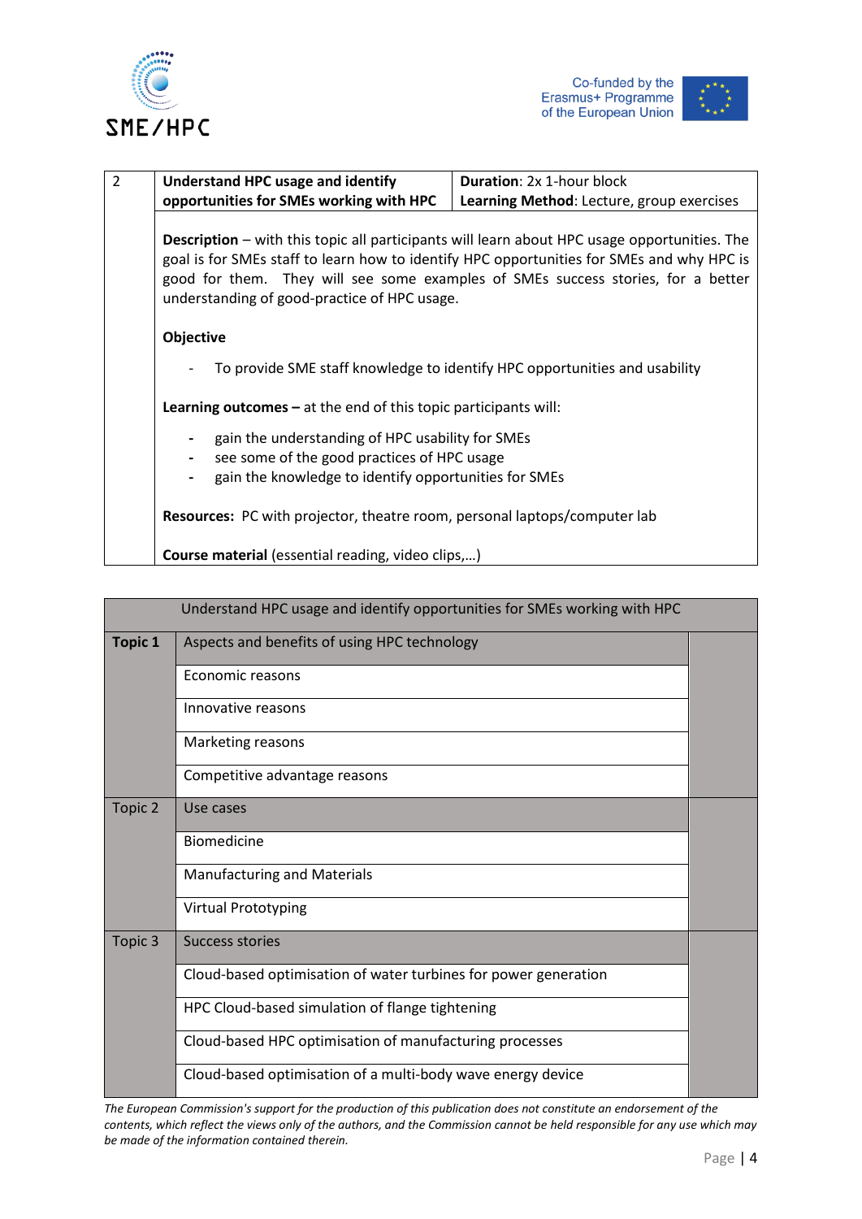| 2 | **Understand HPC usage and identify opportunities for SMEs working with HPC** | **Duration**: 2x 1-hour block<br>**Learning Method**: Lecture, group exercises |
|---|---|---|
| | **Description** – with this topic all participants will learn about HPC usage opportunities. The goal is for SMEs staff to learn how to identify HPC opportunities for SMEs and why HPC is good for them. They will see some examples of SMEs success stories, for a better understanding of good-practice of HPC usage.<br><br>**Objective**<br><br>- To provide SME staff knowledge to identify HPC opportunities and usability<br><br>**Learning outcomes –** at the end of this topic participants will:<br><br>- gain the understanding of HPC usability for SMEs<br>- see some of the good practices of HPC usage<br>- gain the knowledge to identify opportunities for SMEs<br><br>**Resources:** PC with projector, theatre room, personal laptops/computer lab<br><br>**Course material** (essential reading, video clips,…) | |

| Understand HPC usage and identify opportunities for SMEs working with HPC | | |
|---|---|---|
| **Topic 1** | Aspects and benefits of using HPC technology | |
| | Economic reasons | |
| | Innovative reasons | |
| | Marketing reasons | |
| | Competitive advantage reasons | |
| Topic 2 | Use cases | |
| | Biomedicine | |
| | Manufacturing and Materials | |
| | Virtual Prototyping | |
| Topic 3 | Success stories | |
| | Cloud-based optimisation of water turbines for power generation | |
| | HPC Cloud-based simulation of flange tightening | |
| | Cloud-based HPC optimisation of manufacturing processes | |
| | Cloud-based optimisation of a multi-body wave energy device | |

*The European Commission's support for the production of this publication does not constitute an endorsement of the contents, which reflect the views only of the authors, and the Commission cannot be held responsible for any use which may be made of the information contained therein.*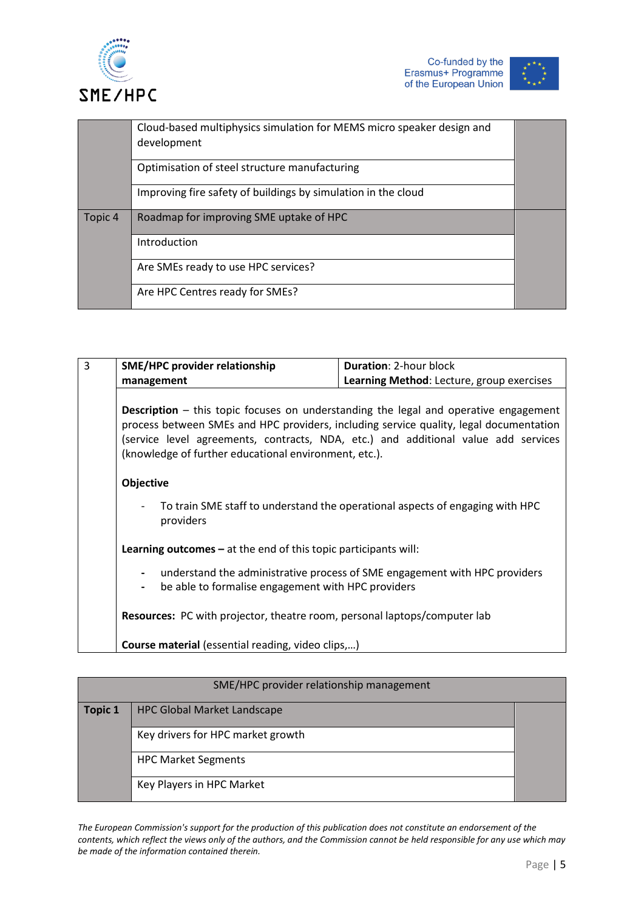| | | |
|---|---|---|
| | Cloud-based multiphysics simulation for MEMS micro speaker design and development | |
| | Optimisation of steel structure manufacturing | |
| | Improving fire safety of buildings by simulation in the cloud | |
| Topic 4 | Roadmap for improving SME uptake of HPC | |
| | Introduction | |
| | Are SMEs ready to use HPC services? | |
| | Are HPC Centres ready for SMEs? | |

| 3 | **SME/HPC provider relationship management** | **Duration**: 2-hour block<br>**Learning Method**: Lecture, group exercises |
|---|---|---|

**Description** – this topic focuses on understanding the legal and operative engagement process between SMEs and HPC providers, including service quality, legal documentation (service level agreements, contracts, NDA, etc.) and additional value add services (knowledge of further educational environment, etc.).

**Objective**

- To train SME staff to understand the operational aspects of engaging with HPC providers

**Learning outcomes –** at the end of this topic participants will:

- understand the administrative process of SME engagement with HPC providers
- be able to formalise engagement with HPC providers

**Resources:** PC with projector, theatre room, personal laptops/computer lab

**Course material** (essential reading, video clips,…)

| SME/HPC provider relationship management | | |
|---|---|---|
| **Topic 1** | HPC Global Market Landscape | |
| | Key drivers for HPC market growth | |
| | HPC Market Segments | |
| | Key Players in HPC Market | |

*The European Commission's support for the production of this publication does not constitute an endorsement of the contents, which reflect the views only of the authors, and the Commission cannot be held responsible for any use which may be made of the information contained therein.*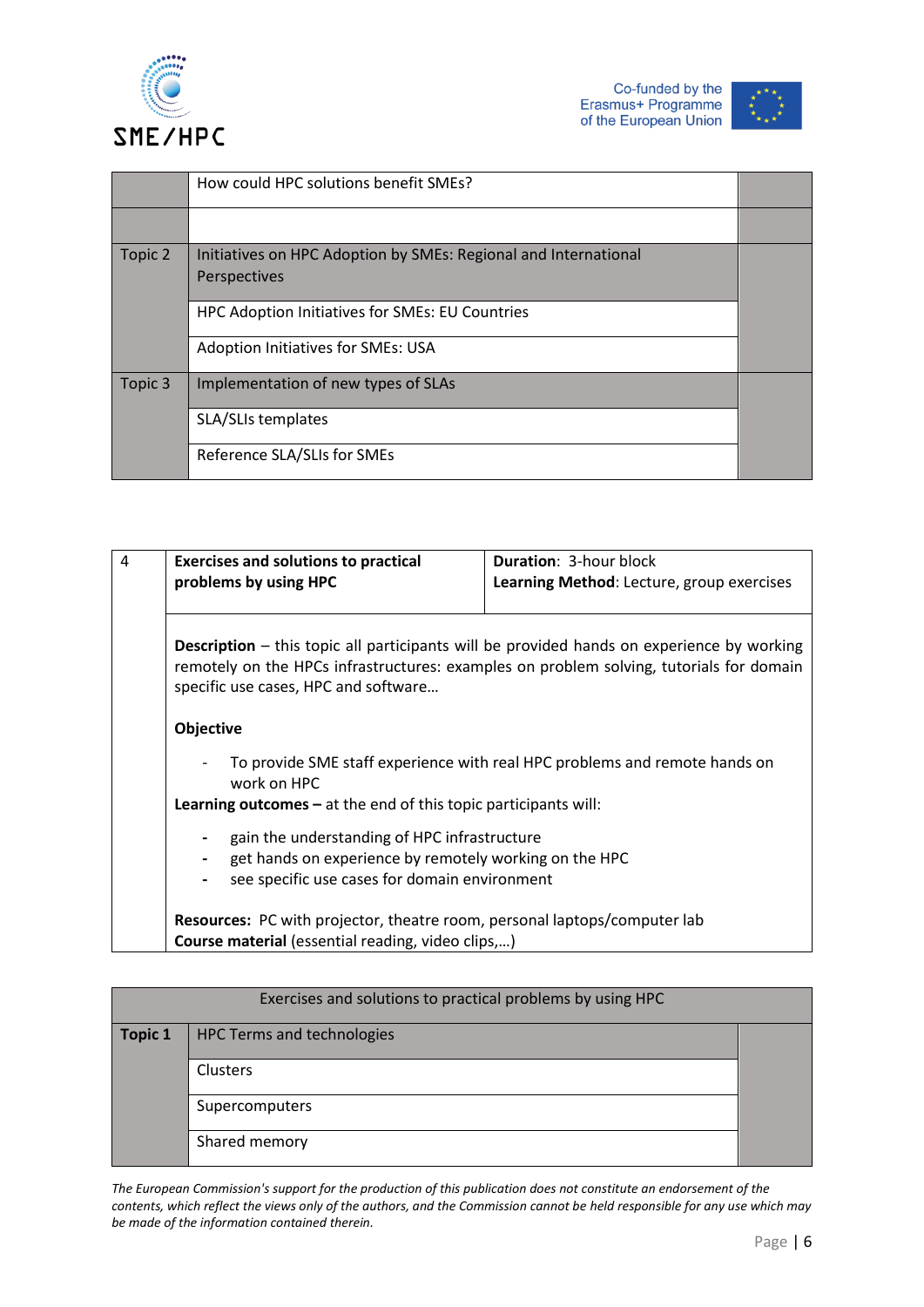| | | |
|---|---|---|
| | How could HPC solutions benefit SMEs? | |
| | | |
| Topic 2 | Initiatives on HPC Adoption by SMEs: Regional and International Perspectives | |
| | HPC Adoption Initiatives for SMEs: EU Countries | |
| | Adoption Initiatives for SMEs: USA | |
| Topic 3 | Implementation of new types of SLAs | |
| | SLA/SLIs templates | |
| | Reference SLA/SLIs for SMEs | |

| 4 | **Exercises and solutions to practical problems by using HPC** | **Duration**: 3-hour block<br>**Learning Method**: Lecture, group exercises |
|---|---|---|

**Description** – this topic all participants will be provided hands on experience by working remotely on the HPCs infrastructures: examples on problem solving, tutorials for domain specific use cases, HPC and software…

**Objective**

- To provide SME staff experience with real HPC problems and remote hands on work on HPC

**Learning outcomes –** at the end of this topic participants will:

- gain the understanding of HPC infrastructure
- get hands on experience by remotely working on the HPC
- see specific use cases for domain environment

**Resources:** PC with projector, theatre room, personal laptops/computer lab
**Course material** (essential reading, video clips,…)

| Exercises and solutions to practical problems by using HPC | | |
|---|---|---|
| **Topic 1** | HPC Terms and technologies | |
| | Clusters | |
| | Supercomputers | |
| | Shared memory | |

*The European Commission's support for the production of this publication does not constitute an endorsement of the contents, which reflect the views only of the authors, and the Commission cannot be held responsible for any use which may be made of the information contained therein.*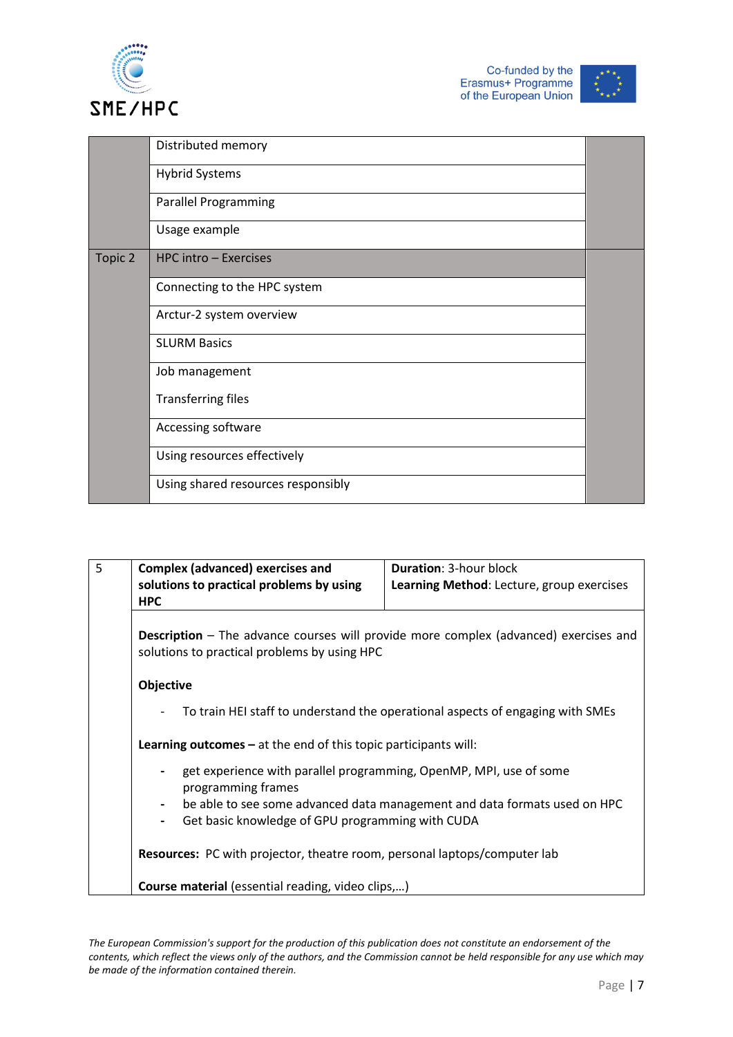| | | |
|---|---|---|
| | Distributed memory | |
| | Hybrid Systems | |
| | Parallel Programming | |
| | Usage example | |
| Topic 2 | HPC intro – Exercises | |
| | Connecting to the HPC system | |
| | Arctur-2 system overview | |
| | SLURM Basics | |
| | Job management<br><br>Transferring files | |
| | Accessing software | |
| | Using resources effectively | |
| | Using shared resources responsibly | |

| 5 | **Complex (advanced) exercises and solutions to practical problems by using HPC** | **Duration**: 3-hour block<br>**Learning Method**: Lecture, group exercises |
|---|---|---|

**Description** – The advance courses will provide more complex (advanced) exercises and solutions to practical problems by using HPC

**Objective**

- To train HEI staff to understand the operational aspects of engaging with SMEs

**Learning outcomes –** at the end of this topic participants will:

- get experience with parallel programming, OpenMP, MPI, use of some programming frames
- be able to see some advanced data management and data formats used on HPC
- Get basic knowledge of GPU programming with CUDA

**Resources:** PC with projector, theatre room, personal laptops/computer lab

**Course material** (essential reading, video clips,…)

*The European Commission's support for the production of this publication does not constitute an endorsement of the contents, which reflect the views only of the authors, and the Commission cannot be held responsible for any use which may be made of the information contained therein.*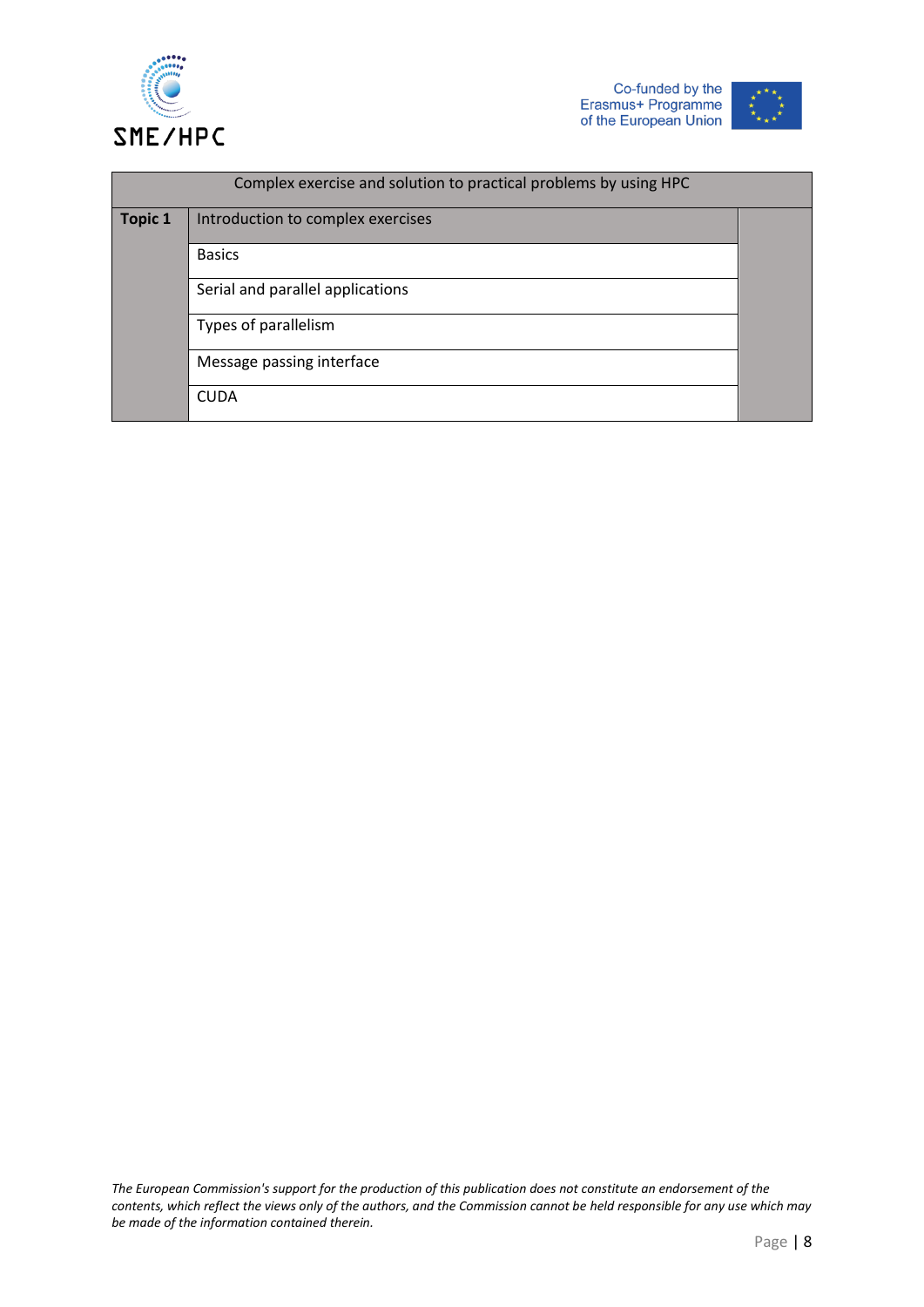| Complex exercise and solution to practical problems by using HPC | | |
| --- | --- | --- |
| **Topic 1** | Introduction to complex exercises | |
| | Basics | |
| | Serial and parallel applications | |
| | Types of parallelism | |
| | Message passing interface | |
| | CUDA | |

*The European Commission's support for the production of this publication does not constitute an endorsement of the contents, which reflect the views only of the authors, and the Commission cannot be held responsible for any use which may be made of the information contained therein.*